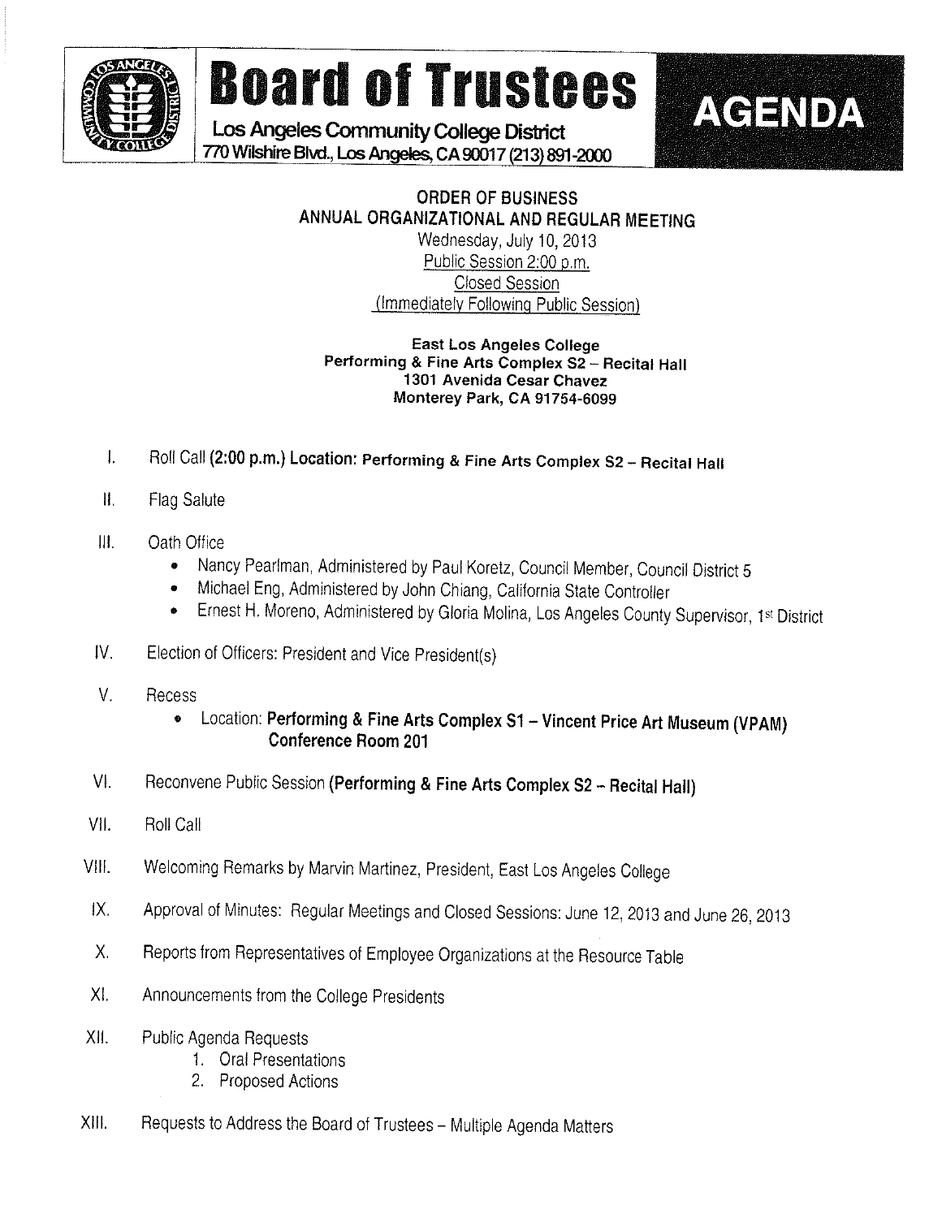# Board of Trustees

**Los Angeles Community College District**
**770 Wilshire Blvd., Los Angeles, CA 90017 (213) 891-2000**

# AGENDA

**ORDER OF BUSINESS**
**ANNUAL ORGANIZATIONAL AND REGULAR MEETING**
Wednesday, July 10, 2013
Public Session 2:00 p.m.
Closed Session
(Immediately Following Public Session)

**East Los Angeles College**
**Performing & Fine Arts Complex S2 – Recital Hall**
**1301 Avenida Cesar Chavez**
**Monterey Park, CA 91754-6099**

I. Roll Call **(2:00 p.m.) Location: Performing & Fine Arts Complex S2 – Recital Hall**

II. Flag Salute

III. Oath Office
- Nancy Pearlman, Administered by Paul Koretz, Council Member, Council District 5
- Michael Eng, Administered by John Chiang, California State Controller
- Ernest H. Moreno, Administered by Gloria Molina, Los Angeles County Supervisor, 1st District

IV. Election of Officers: President and Vice President(s)

V. Recess
- Location: **Performing & Fine Arts Complex S1 – Vincent Price Art Museum (VPAM) Conference Room 201**

VI. Reconvene Public Session **(Performing & Fine Arts Complex S2 – Recital Hall)**

VII. Roll Call

VIII. Welcoming Remarks by Marvin Martinez, President, East Los Angeles College

IX. Approval of Minutes: Regular Meetings and Closed Sessions: June 12, 2013 and June 26, 2013

X. Reports from Representatives of Employee Organizations at the Resource Table

XI. Announcements from the College Presidents

XII. Public Agenda Requests
1. Oral Presentations
2. Proposed Actions

XIII. Requests to Address the Board of Trustees – Multiple Agenda Matters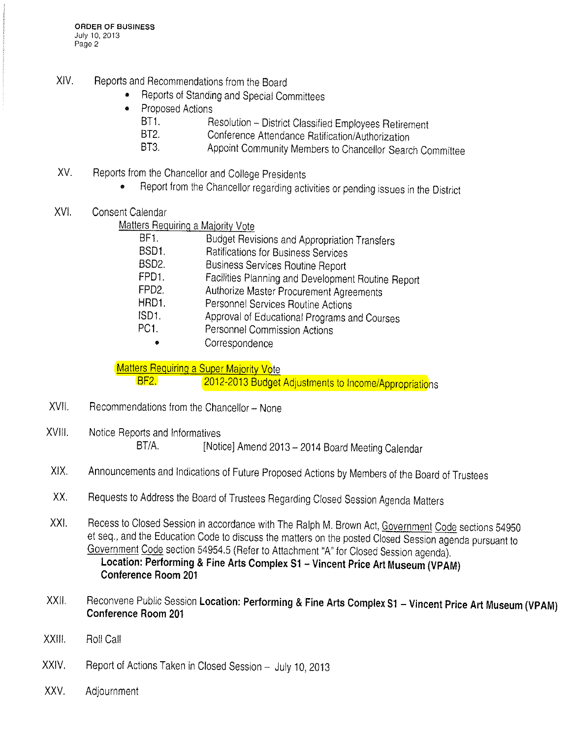XIV. Reports and Recommendations from the Board

- Reports of Standing and Special Committees
- Proposed Actions

| | |
|---|---|
| BT1. | Resolution – District Classified Employees Retirement |
| BT2. | Conference Attendance Ratification/Authorization |
| BT3. | Appoint Community Members to Chancellor Search Committee |

XV. Reports from the Chancellor and College Presidents

- Report from the Chancellor regarding activities or pending issues in the District

XVI. Consent Calendar

Matters Requiring a Majority Vote

| | |
|---|---|
| BF1. | Budget Revisions and Appropriation Transfers |
| BSD1. | Ratifications for Business Services |
| BSD2. | Business Services Routine Report |
| FPD1. | Facilities Planning and Development Routine Report |
| FPD2. | Authorize Master Procurement Agreements |
| HRD1. | Personnel Services Routine Actions |
| ISD1. | Approval of Educational Programs and Courses |
| PC1. | Personnel Commission Actions |
| • | Correspondence |

Matters Requiring a Super Majority Vote

| | |
|---|---|
| BF2. | 2012-2013 Budget Adjustments to Income/Appropriations |

XVII. Recommendations from the Chancellor – None

XVIII. Notice Reports and Informatives

BT/A. [Notice] Amend 2013 – 2014 Board Meeting Calendar

XIX. Announcements and Indications of Future Proposed Actions by Members of the Board of Trustees

XX. Requests to Address the Board of Trustees Regarding Closed Session Agenda Matters

XXI. Recess to Closed Session in accordance with The Ralph M. Brown Act, Government Code sections 54950 et seq., and the Education Code to discuss the matters on the posted Closed Session agenda pursuant to Government Code section 54954.5 (Refer to Attachment "A" for Closed Session agenda).
**Location: Performing & Fine Arts Complex S1 – Vincent Price Art Museum (VPAM) Conference Room 201**

XXII. Reconvene Public Session **Location: Performing & Fine Arts Complex S1 – Vincent Price Art Museum (VPAM) Conference Room 201**

XXIII. Roll Call

XXIV. Report of Actions Taken in Closed Session – July 10, 2013

XXV. Adjournment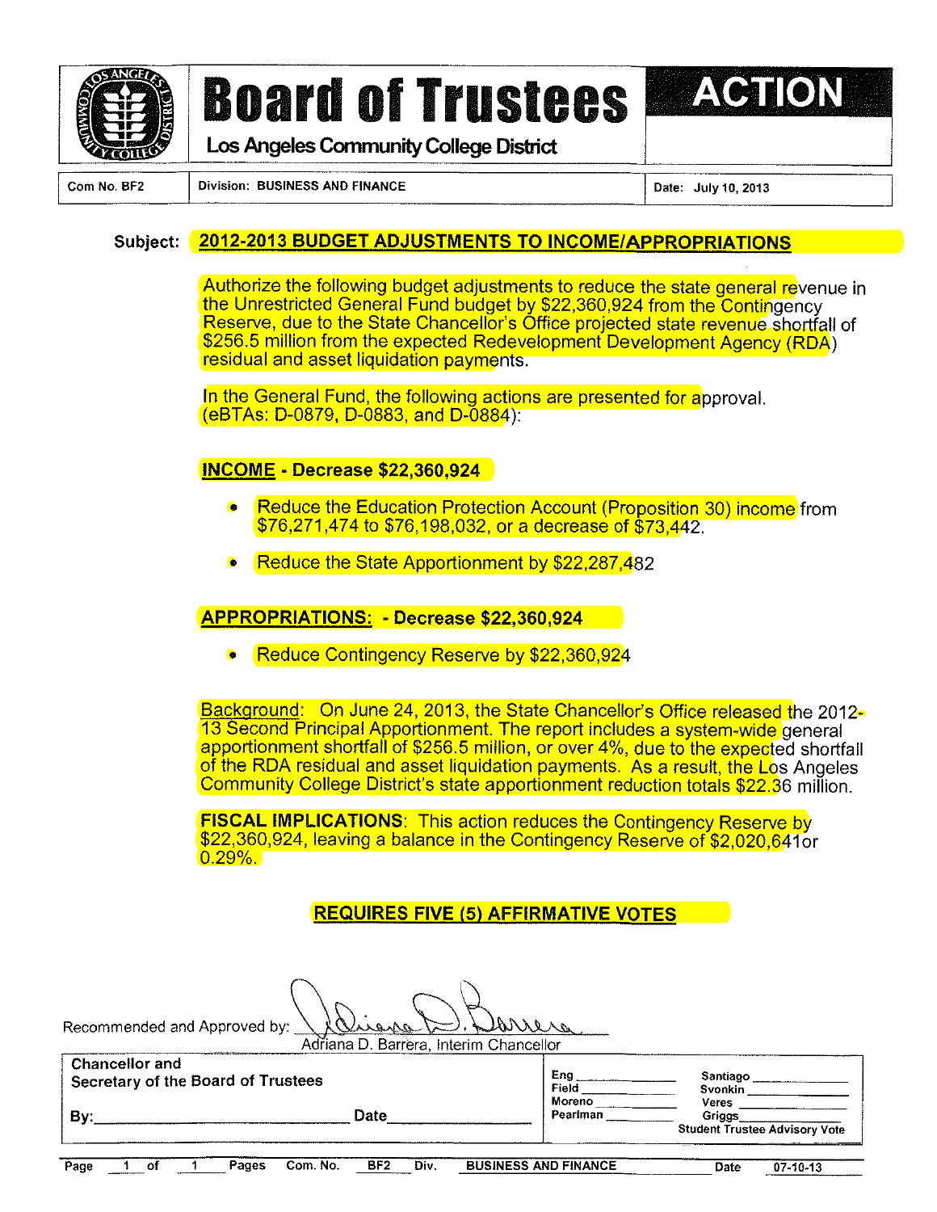# Board of Trustees

Los Angeles Community College District

**ACTION**

| Com No. BF2 | Division: BUSINESS AND FINANCE | Date: July 10, 2013 |
|---|---|---|

**Subject: 2012-2013 BUDGET ADJUSTMENTS TO INCOME/APPROPRIATIONS**

Authorize the following budget adjustments to reduce the state general revenue in the Unrestricted General Fund budget by $22,360,924 from the Contingency Reserve, due to the State Chancellor's Office projected state revenue shortfall of $256.5 million from the expected Redevelopment Development Agency (RDA) residual and asset liquidation payments.

In the General Fund, the following actions are presented for approval. (eBTAs: D-0879, D-0883, and D-0884):

**INCOME - Decrease $22,360,924**

- Reduce the Education Protection Account (Proposition 30) income from $76,271,474 to $76,198,032, or a decrease of $73,442.
- Reduce the State Apportionment by $22,287,482

**APPROPRIATIONS: - Decrease $22,360,924**

- Reduce Contingency Reserve by $22,360,924

Background: On June 24, 2013, the State Chancellor's Office released the 2012-13 Second Principal Apportionment. The report includes a system-wide general apportionment shortfall of $256.5 million, or over 4%, due to the expected shortfall of the RDA residual and asset liquidation payments. As a result, the Los Angeles Community College District's state apportionment reduction totals $22.36 million.

**FISCAL IMPLICATIONS**: This action reduces the Contingency Reserve by $22,360,924, leaving a balance in the Contingency Reserve of $2,020,641 or 0.29%.

**REQUIRES FIVE (5) AFFIRMATIVE VOTES**

Recommended and Approved by: [signature]
Adriana D. Barrera, Interim Chancellor

| Chancellor and Secretary of the Board of Trustees | | |
|---|---|---|
| By: ______ Date ______ | Eng ______<br>Field ______<br>Moreno ______<br>Pearlman ______ | Santiago ______<br>Svonkin ______<br>Veres ______<br>Griggs ______<br>Student Trustee Advisory Vote |

Com. No. BF2 Div. BUSINESS AND FINANCE Date 07-10-13